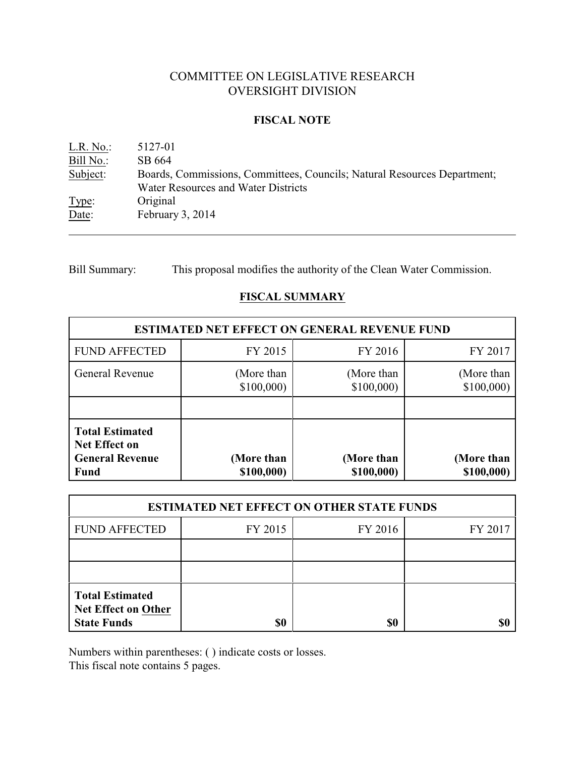# COMMITTEE ON LEGISLATIVE RESEARCH
# OVERSIGHT DIVISION

## FISCAL NOTE

L.R. No.: 5127-01
Bill No.: SB 664
Subject: Boards, Commissions, Committees, Councils; Natural Resources Department; Water Resources and Water Districts
Type: Original
Date: February 3, 2014

---

Bill Summary: This proposal modifies the authority of the Clean Water Commission.

## FISCAL SUMMARY

| ESTIMATED NET EFFECT ON GENERAL REVENUE FUND | | | |
|---|---|---|---|
| FUND AFFECTED | FY 2015 | FY 2016 | FY 2017 |
| General Revenue | (More than $100,000) | (More than $100,000) | (More than $100,000) |
| | | | |
| **Total Estimated Net Effect on General Revenue Fund** | **(More than $100,000)** | **(More than $100,000)** | **(More than $100,000)** |

| ESTIMATED NET EFFECT ON OTHER STATE FUNDS | | | |
|---|---|---|---|
| FUND AFFECTED | FY 2015 | FY 2016 | FY 2017 |
| | | | |
| | | | |
| **Total Estimated Net Effect on Other State Funds** | **$0** | **$0** | **$0** |

Numbers within parentheses: ( ) indicate costs or losses.
This fiscal note contains 5 pages.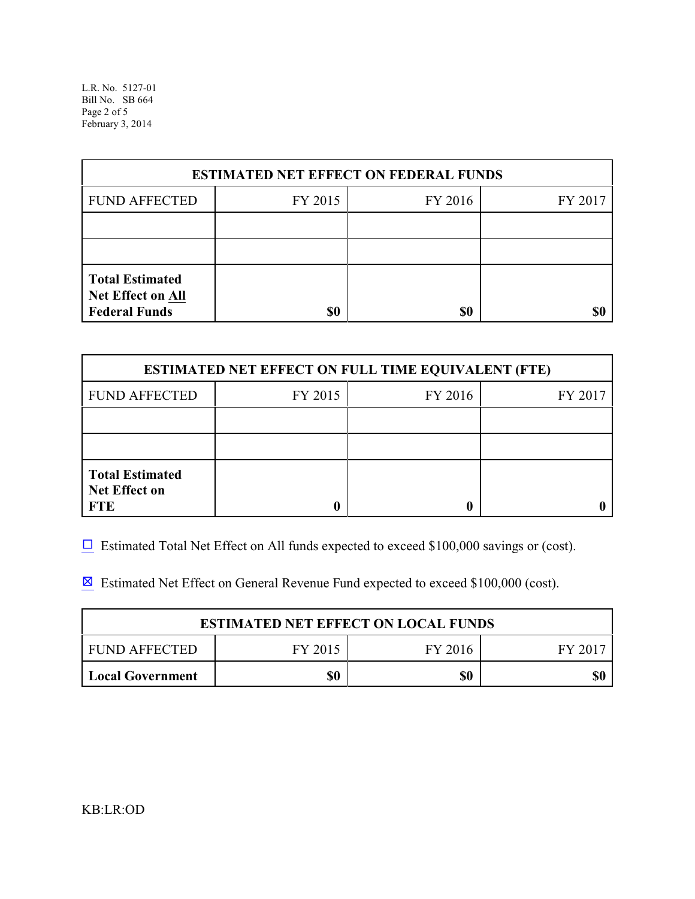| ESTIMATED NET EFFECT ON FEDERAL FUNDS | | | |
|---|---|---|---|
| FUND AFFECTED | FY 2015 | FY 2016 | FY 2017 |
| | | | |
| | | | |
| **Total Estimated Net Effect on All Federal Funds** | **$0** | **$0** | **$0** |

| ESTIMATED NET EFFECT ON FULL TIME EQUIVALENT (FTE) | | | |
|---|---|---|---|
| FUND AFFECTED | FY 2015 | FY 2016 | FY 2017 |
| | | | |
| | | | |
| **Total Estimated Net Effect on FTE** | **0** | **0** | **0** |

☐ Estimated Total Net Effect on All funds expected to exceed $100,000 savings or (cost).

☒ Estimated Net Effect on General Revenue Fund expected to exceed $100,000 (cost).

| ESTIMATED NET EFFECT ON LOCAL FUNDS | | | |
|---|---|---|---|
| FUND AFFECTED | FY 2015 | FY 2016 | FY 2017 |
| **Local Government** | **$0** | **$0** | **$0** |

KB:LR:OD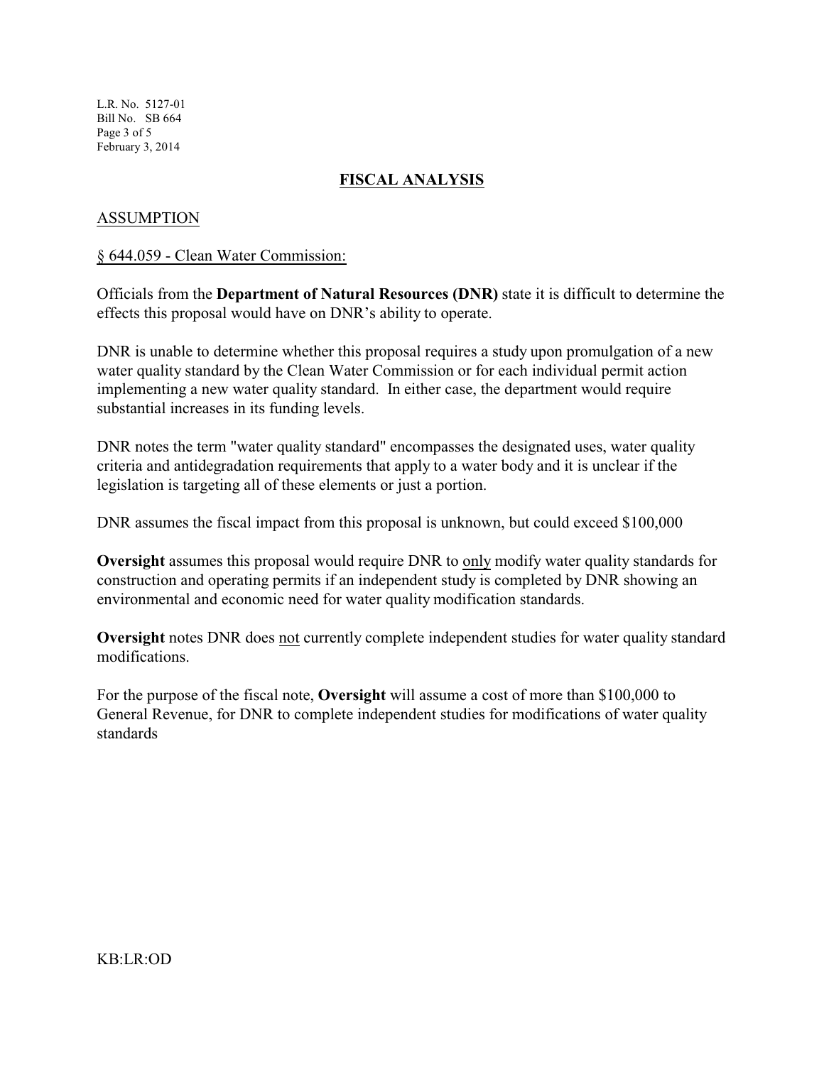## FISCAL ANALYSIS

### ASSUMPTION

§ 644.059 - Clean Water Commission:

Officials from the **Department of Natural Resources (DNR)** state it is difficult to determine the effects this proposal would have on DNR's ability to operate.

DNR is unable to determine whether this proposal requires a study upon promulgation of a new water quality standard by the Clean Water Commission or for each individual permit action implementing a new water quality standard. In either case, the department would require substantial increases in its funding levels.

DNR notes the term "water quality standard" encompasses the designated uses, water quality criteria and antidegradation requirements that apply to a water body and it is unclear if the legislation is targeting all of these elements or just a portion.

DNR assumes the fiscal impact from this proposal is unknown, but could exceed $100,000

**Oversight** assumes this proposal would require DNR to only modify water quality standards for construction and operating permits if an independent study is completed by DNR showing an environmental and economic need for water quality modification standards.

**Oversight** notes DNR does not currently complete independent studies for water quality standard modifications.

For the purpose of the fiscal note, **Oversight** will assume a cost of more than $100,000 to General Revenue, for DNR to complete independent studies for modifications of water quality standards

KB:LR:OD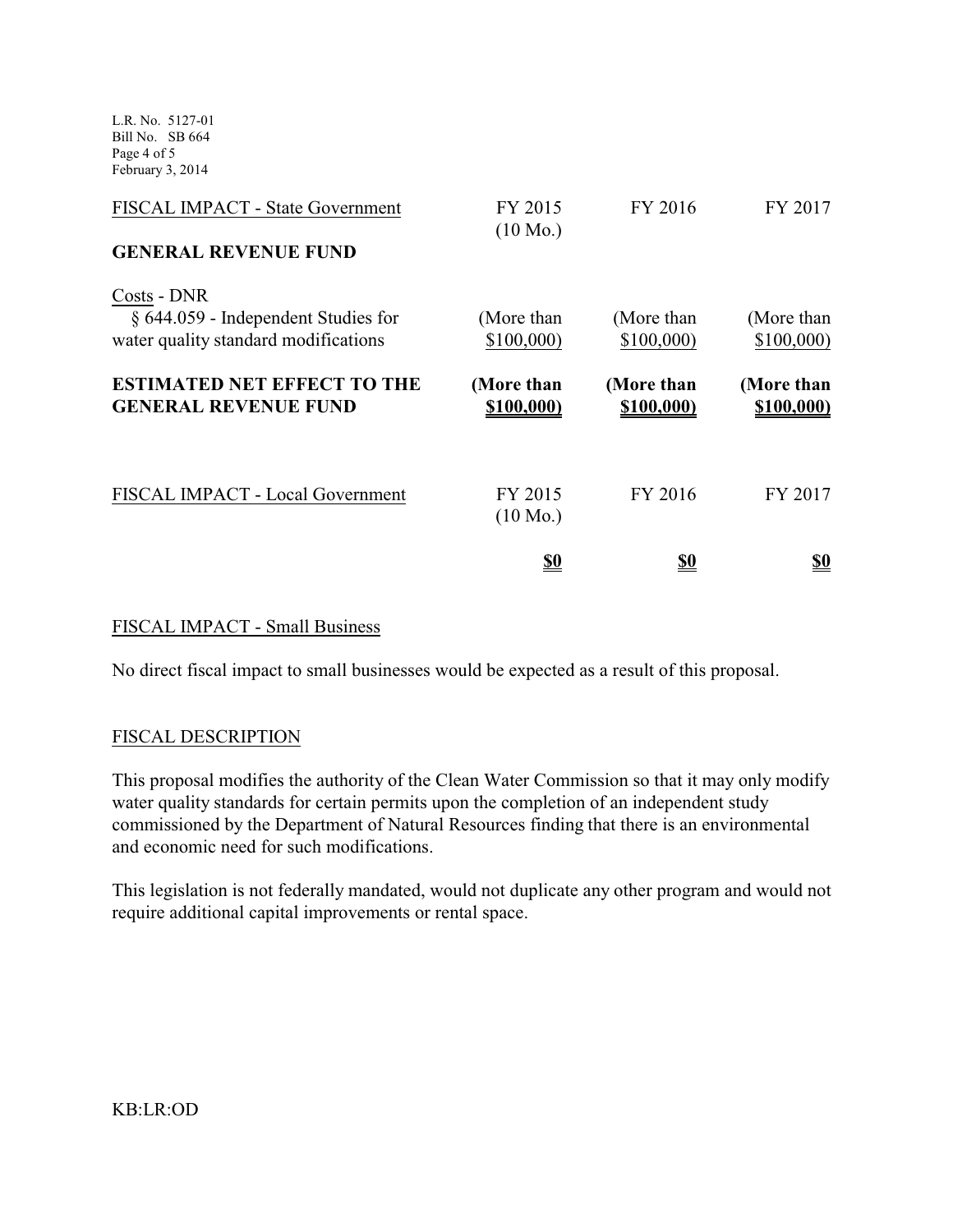| FISCAL IMPACT - State Government | FY 2015 (10 Mo.) | FY 2016 | FY 2017 |
|---|---|---|---|
| **GENERAL REVENUE FUND** | | | |
| Costs - DNR | | | |
| § 644.059 - Independent Studies for water quality standard modifications | (More than $100,000) | (More than $100,000) | (More than $100,000) |
| **ESTIMATED NET EFFECT TO THE GENERAL REVENUE FUND** | **(More than $100,000)** | **(More than $100,000)** | **(More than $100,000)** |

| FISCAL IMPACT - Local Government | FY 2015 (10 Mo.) | FY 2016 | FY 2017 |
|---|---|---|---|
| | **$0** | **$0** | **$0** |

FISCAL IMPACT - Small Business

No direct fiscal impact to small businesses would be expected as a result of this proposal.

FISCAL DESCRIPTION

This proposal modifies the authority of the Clean Water Commission so that it may only modify water quality standards for certain permits upon the completion of an independent study commissioned by the Department of Natural Resources finding that there is an environmental and economic need for such modifications.

This legislation is not federally mandated, would not duplicate any other program and would not require additional capital improvements or rental space.

KB:LR:OD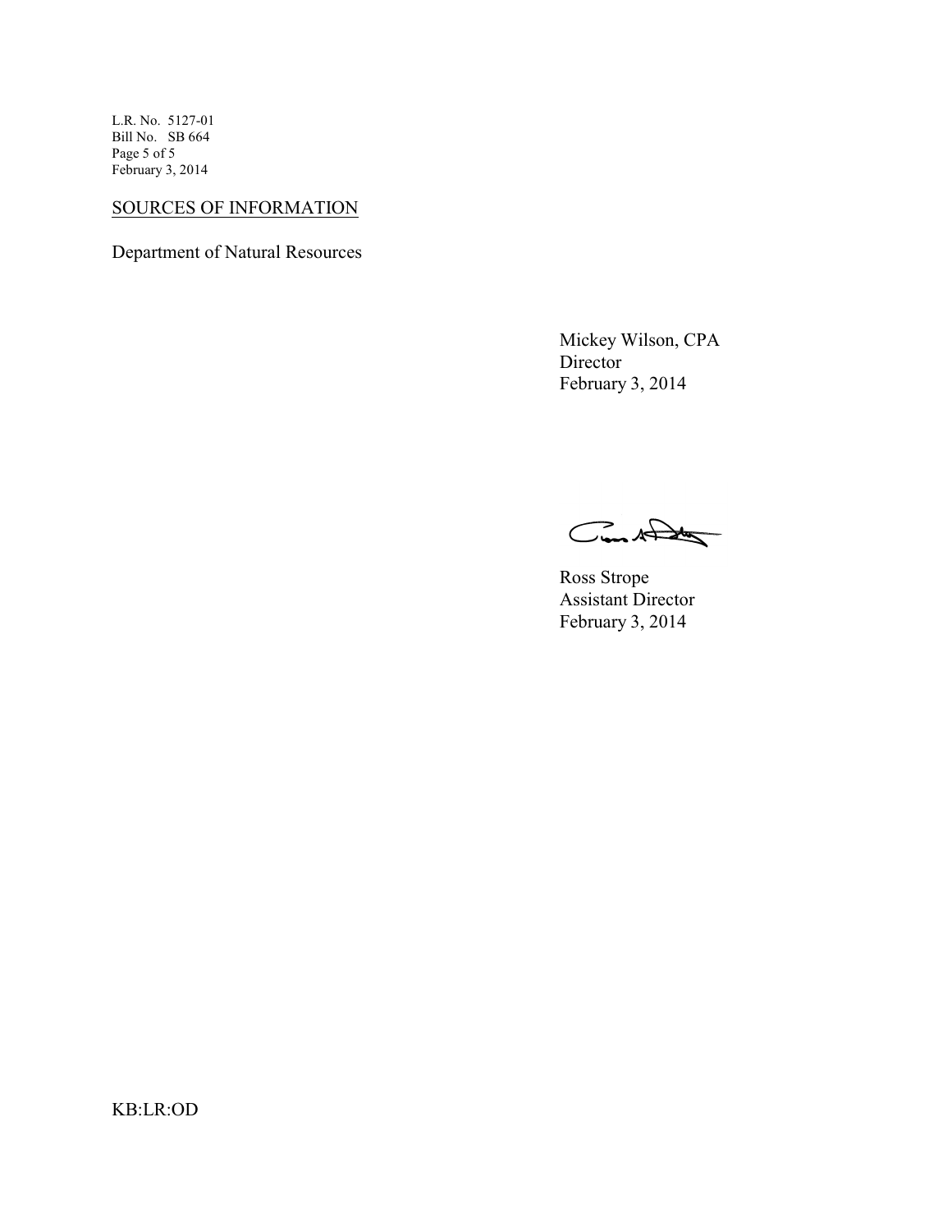SOURCES OF INFORMATION

Department of Natural Resources

Mickey Wilson, CPA
Director
February 3, 2014

Ross Strope
Assistant Director
February 3, 2014

KB:LR:OD